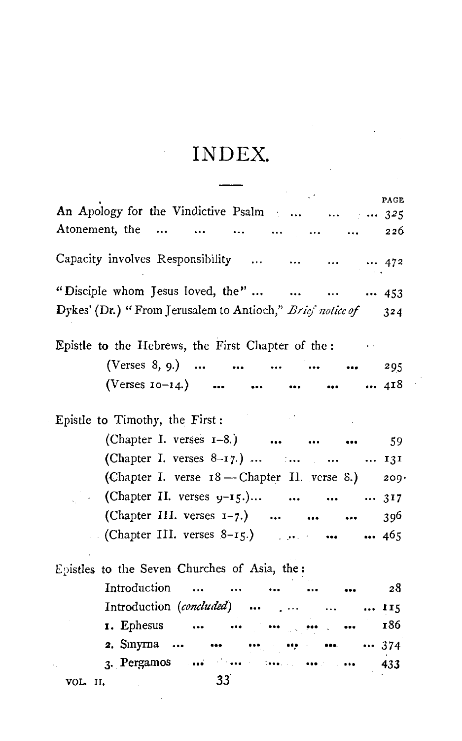# INDEX.

| | PAGE |
|---|---|
| An Apology for the Vindictive Psalm | 325 |
| Atonement, the | 226 |
| Capacity involves Responsibility | 472 |
| "Disciple whom Jesus loved, the" | 453 |
| Dykes' (Dr.) "From Jerusalem to Antioch," *Brief notice of* | 324 |
| Epistle to the Hebrews, the First Chapter of the: | |
| (Verses 8, 9.) | 295 |
| (Verses 10–14.) | 418 |
| Epistle to Timothy, the First: | |
| (Chapter I. verses 1–8.) | 59 |
| (Chapter I. verses 8–17.) | 131 |
| (Chapter I. verse 18 — Chapter II. verse 8.) | 209 |
| (Chapter II. verses 9–15.) | 317 |
| (Chapter III. verses 1–7.) | 396 |
| (Chapter III. verses 8–15.) | 465 |
| Epistles to the Seven Churches of Asia, the: | |
| Introduction | 28 |
| Introduction (*concluded*) | 115 |
| 1. Ephesus | 186 |
| 2. Smyrna | 374 |
| 3. Pergamos | 433 |

VOL. II. 33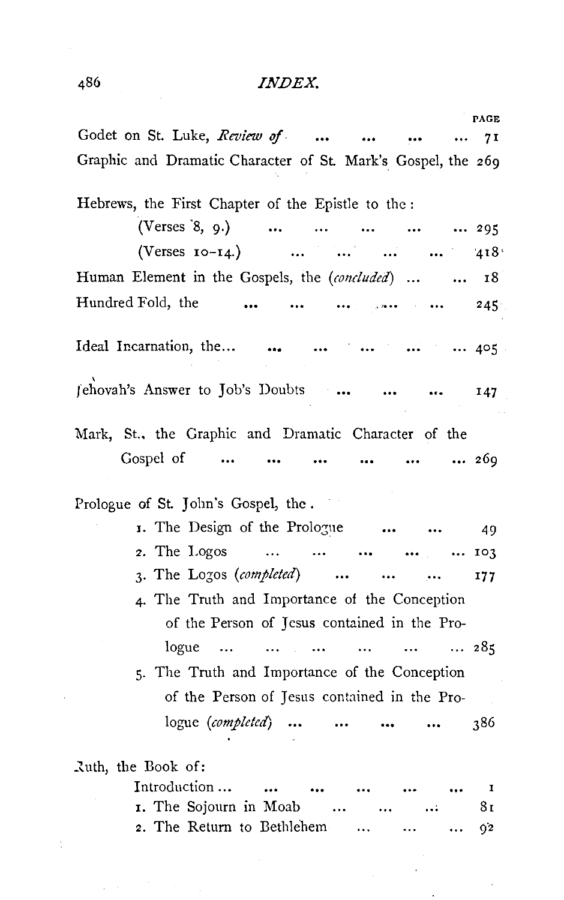# INDEX.

| | PAGE |
|---|---|
| Godet on St. Luke, *Review of* ... ... ... ... | 71 |
| Graphic and Dramatic Character of St. Mark's Gospel, the | 269 |
| Hebrews, the First Chapter of the Epistle to the: | |
| (Verses 8, 9.) ... ... ... ... ... | 295 |
| (Verses 10–14.) ... ... ... ... | 418 |
| Human Element in the Gospels, the (*concluded*) ... ... | 18 |
| Hundred Fold, the ... ... ... ... ... | 245 |
| Ideal Incarnation, the... ... ... ... ... ... | 405 |
| Jehovah's Answer to Job's Doubts ... ... ... | 147 |
| Mark, St., the Graphic and Dramatic Character of the Gospel of ... ... ... ... ... ... | 269 |
| Prologue of St. John's Gospel, the. | |
| 1. The Design of the Prologue ... ... | 49 |
| 2. The Logos ... ... ... ... ... | 103 |
| 3. The Logos (*completed*) ... ... ... | 177 |
| 4. The Truth and Importance of the Conception of the Person of Jesus contained in the Prologue ... ... ... ... ... ... | 285 |
| 5. The Truth and Importance of the Conception of the Person of Jesus contained in the Prologue (*completed*) ... ... ... ... | 386 |
| Ruth, the Book of: | |
| Introduction ... ... ... ... ... ... ... | 1 |
| 1. The Sojourn in Moab ... ... ... | 81 |
| 2. The Return to Bethlehem ... ... ... | 92 |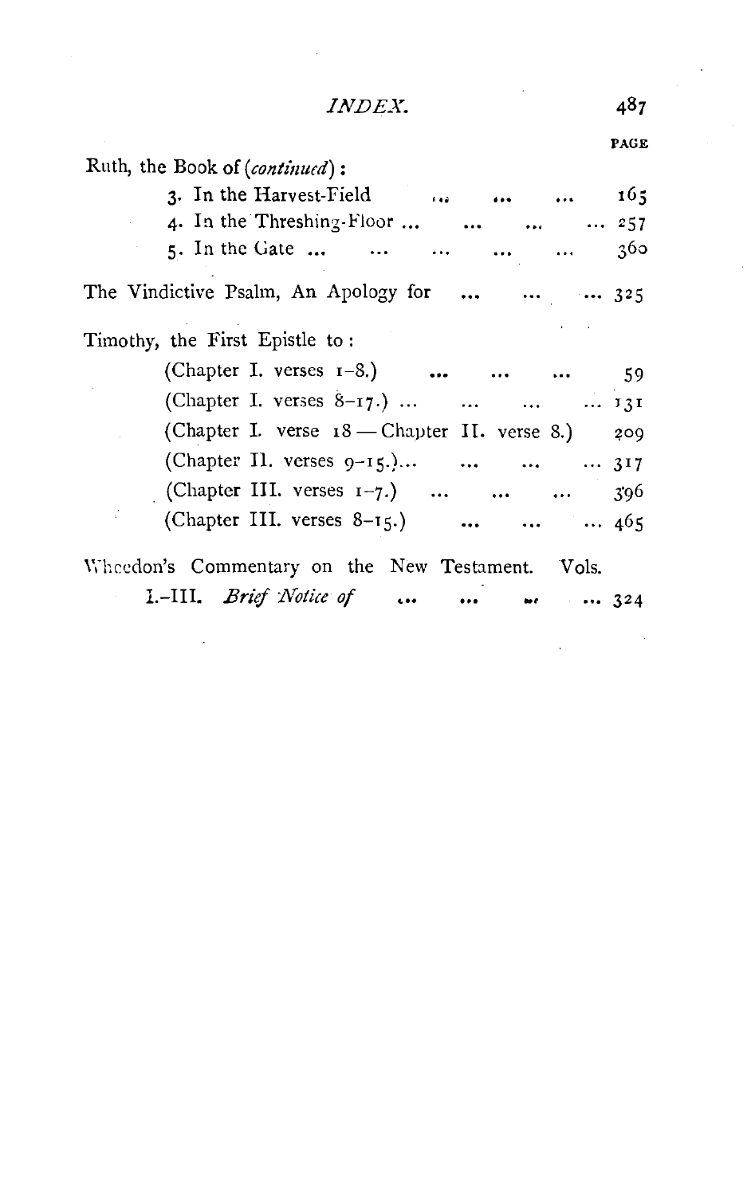| | PAGE |
|---|---|
| Ruth, the Book of (*continued*): | |
| 3. In the Harvest-Field ... ... ... | 165 |
| 4. In the Threshing-Floor ... ... ... ... | 257 |
| 5. In the Gate ... ... ... ... ... | 360 |
| The Vindictive Psalm, An Apology for ... ... ... | 325 |
| Timothy, the First Epistle to: | |
| (Chapter I. verses 1–8.) ... ... ... | 59 |
| (Chapter I. verses 8–17.) ... ... ... ... | 131 |
| (Chapter I. verse 18 — Chapter II. verse 8.) | 209 |
| (Chapter II. verses 9–15.)... ... ... ... | 317 |
| (Chapter III. verses 1–7.) ... ... ... | 396 |
| (Chapter III. verses 8–15.) ... ... ... | 465 |
| Whedon's Commentary on the New Testament. Vols. I.–III. *Brief Notice of* ... ... ... ... | 324 |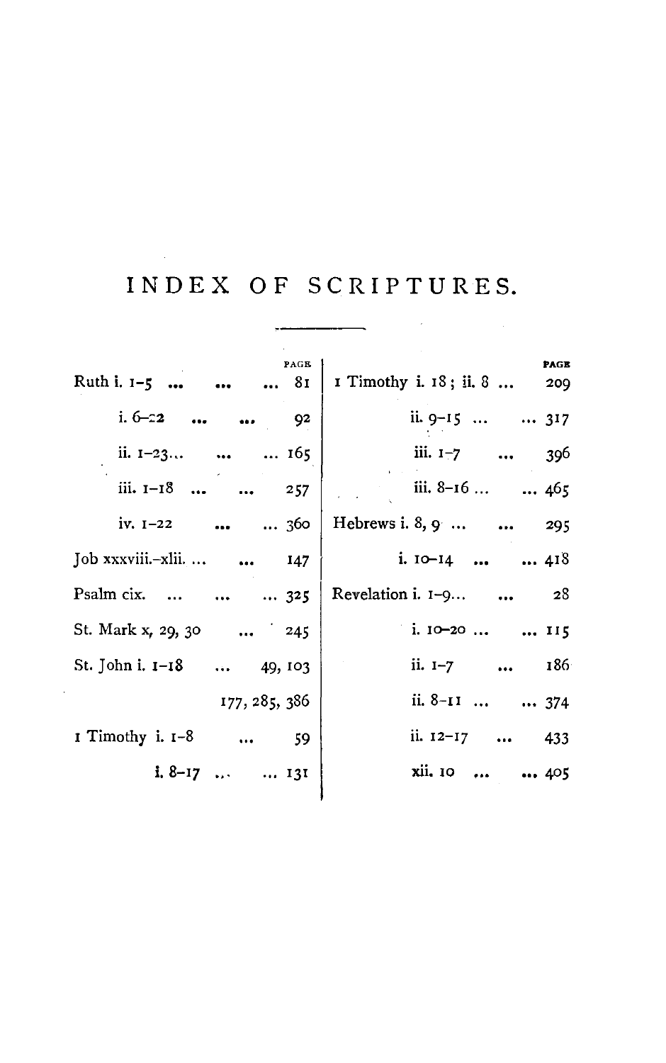# INDEX OF SCRIPTURES.

| | PAGE |
|---|---|
| Ruth i. 1–5 | 81 |
| i. 6–22 | 92 |
| ii. 1–23 | 165 |
| iii. 1–18 | 257 |
| iv. 1–22 | 360 |
| Job xxxviii.–xlii. | 147 |
| Psalm cix. | 325 |
| St. Mark x, 29, 30 | 245 |
| St. John i. 1–18 | 49, 103 |
| | 177, 285, 386 |
| 1 Timothy i. 1–8 | 59 |
| i. 8–17 | 131 |
| 1 Timothy i. 18; ii. 8 | 209 |
| ii. 9–15 | 317 |
| iii. 1–7 | 396 |
| iii. 8–16 | 465 |
| Hebrews i. 8, 9 | 295 |
| i. 10–14 | 418 |
| Revelation i. 1–9 | 28 |
| i. 10–20 | 115 |
| ii. 1–7 | 186 |
| ii. 8–11 | 374 |
| ii. 12–17 | 433 |
| xii. 10 | 405 |